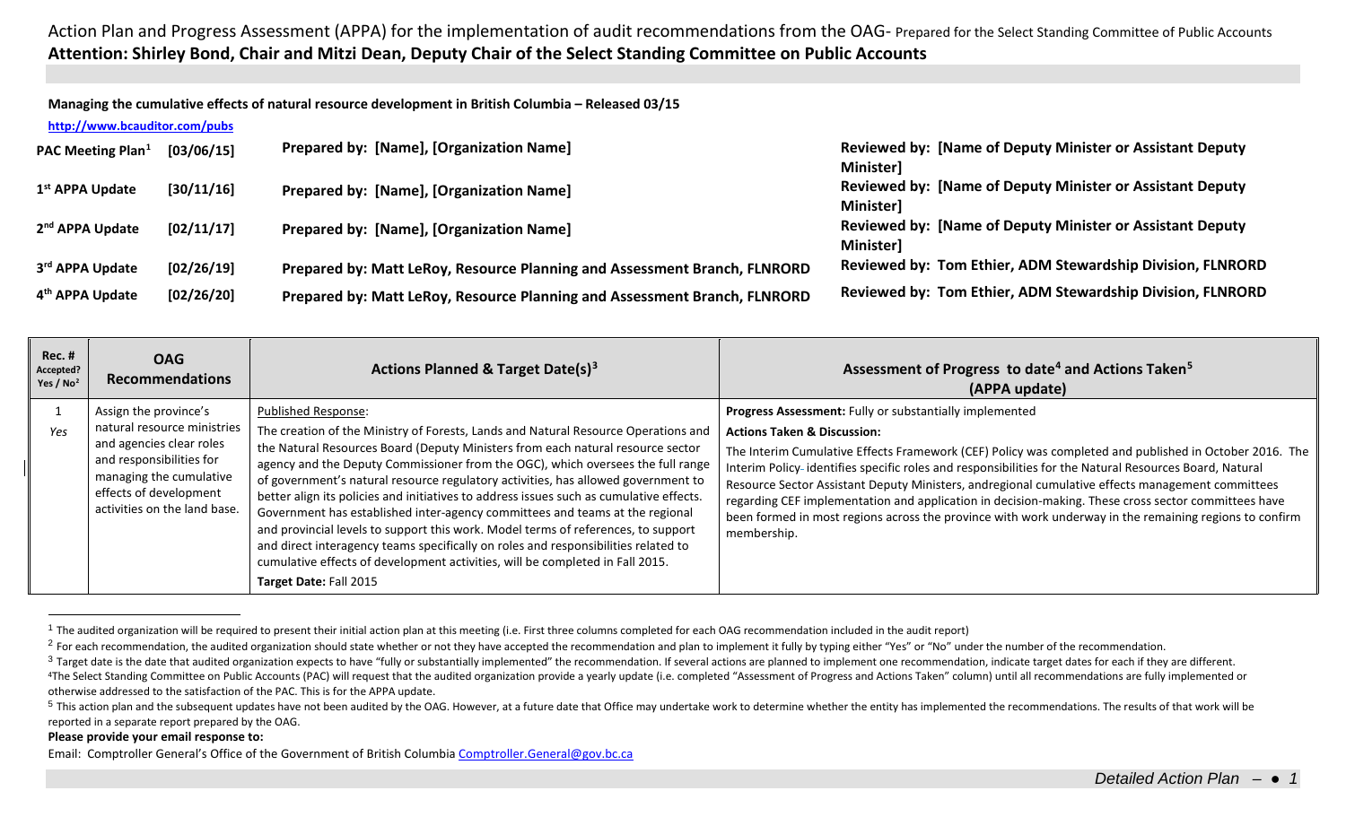# Action Plan and Progress Assessment (APPA) for the implementation of audit recommendations from the OAG- Prepared for the Select Standing Committee of Public Accounts

**Attention: Shirley Bond, Chair and Mitzi Dean, Deputy Chair of the Select Standing Committee on Public Accounts**

**Managing the cumulative effects of natural resource development in British Columbia – Released 03/15**

http://www.bcauditor.com/pubs

| | | | |
|---|---|---|---|
| **PAC Meeting Plan[1]** | **[03/06/15]** | **Prepared by: [Name], [Organization Name]** | **Reviewed by: [Name of Deputy Minister or Assistant Deputy Minister]** |
| **1st APPA Update** | **[30/11/16]** | **Prepared by: [Name], [Organization Name]** | **Reviewed by: [Name of Deputy Minister or Assistant Deputy Minister]** |
| **2nd APPA Update** | **[02/11/17]** | **Prepared by: [Name], [Organization Name]** | **Reviewed by: [Name of Deputy Minister or Assistant Deputy Minister]** |
| **3rd APPA Update** | **[02/26/19]** | **Prepared by: Matt LeRoy, Resource Planning and Assessment Branch, FLNRORD** | **Reviewed by: Tom Ethier, ADM Stewardship Division, FLNRORD** |
| **4th APPA Update** | **[02/26/20]** | **Prepared by: Matt LeRoy, Resource Planning and Assessment Branch, FLNRORD** | **Reviewed by: Tom Ethier, ADM Stewardship Division, FLNRORD** |

| Rec. # Accepted? Yes / No[2] | OAG Recommendations | Actions Planned & Target Date(s)[3] | Assessment of Progress to date[4] and Actions Taken[5] (APPA update) |
|---|---|---|---|
| 1<br>*Yes* | Assign the province's natural resource ministries and agencies clear roles and responsibilities for managing the cumulative effects of development activities on the land base. | Published Response:<br>The creation of the Ministry of Forests, Lands and Natural Resource Operations and the Natural Resources Board (Deputy Ministers from each natural resource sector agency and the Deputy Commissioner from the OGC), which oversees the full range of government's natural resource regulatory activities, has allowed government to better align its policies and initiatives to address issues such as cumulative effects. Government has established inter-agency committees and teams at the regional and provincial levels to support this work. Model terms of references, to support and direct interagency teams specifically on roles and responsibilities related to cumulative effects of development activities, will be completed in Fall 2015.<br>**Target Date:** Fall 2015 | **Progress Assessment:** Fully or substantially implemented<br>**Actions Taken & Discussion:**<br>The Interim Cumulative Effects Framework (CEF) Policy was completed and published in October 2016. The Interim Policy identifies specific roles and responsibilities for the Natural Resources Board, Natural Resource Sector Assistant Deputy Ministers, andregional cumulative effects management committees regarding CEF implementation and application in decision-making. These cross sector committees have been formed in most regions across the province with work underway in the remaining regions to confirm membership. |

[1] The audited organization will be required to present their initial action plan at this meeting (i.e. First three columns completed for each OAG recommendation included in the audit report)

[2] For each recommendation, the audited organization should state whether or not they have accepted the recommendation and plan to implement it fully by typing either "Yes" or "No" under the number of the recommendation.

[3] Target date is the date that audited organization expects to have "fully or substantially implemented" the recommendation. If several actions are planned to implement one recommendation, indicate target dates for each if they are different.

[4] The Select Standing Committee on Public Accounts (PAC) will request that the audited organization provide a yearly update (i.e. completed "Assessment of Progress and Actions Taken" column) until all recommendations are fully implemented or otherwise addressed to the satisfaction of the PAC. This is for the APPA update.

[5] This action plan and the subsequent updates have not been audited by the OAG. However, at a future date that Office may undertake work to determine whether the entity has implemented the recommendations. The results of that work will be reported in a separate report prepared by the OAG.

**Please provide your email response to:**

Email: Comptroller General's Office of the Government of British Columbia Comptroller.General@gov.bc.ca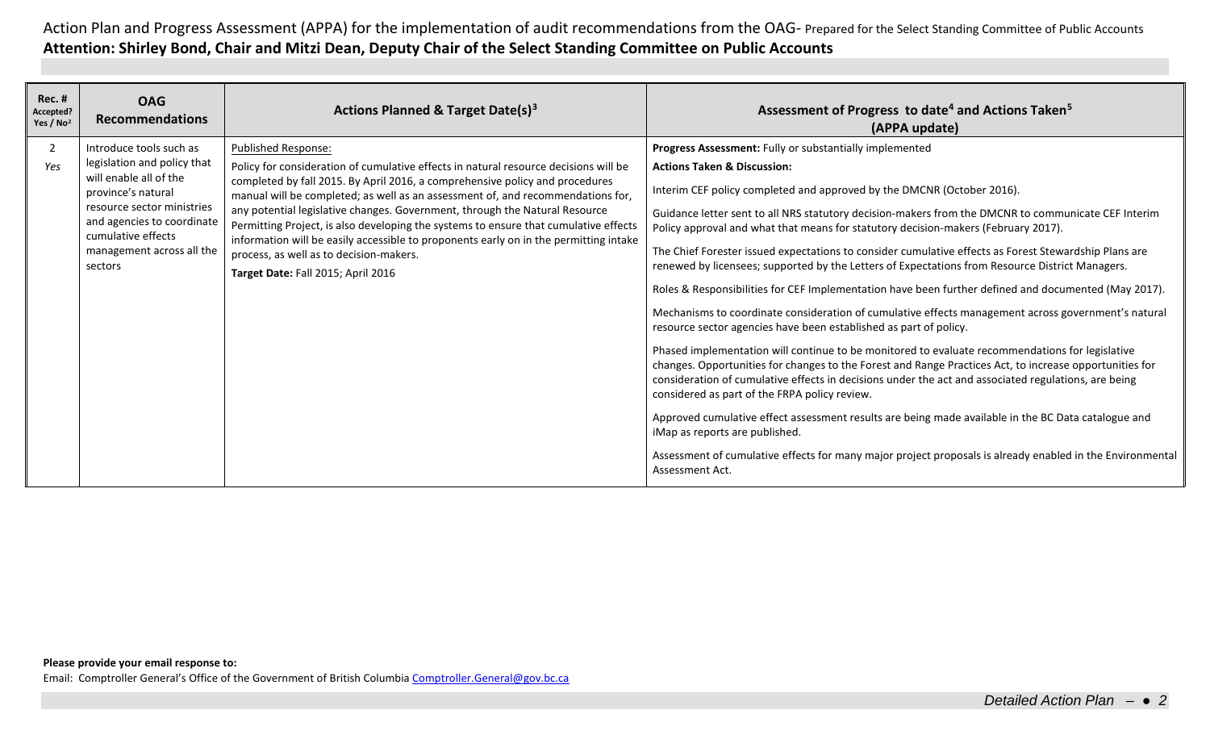Action Plan and Progress Assessment (APPA) for the implementation of audit recommendations from the OAG- Prepared for the Select Standing Committee of Public Accounts

**Attention: Shirley Bond, Chair and Mitzi Dean, Deputy Chair of the Select Standing Committee on Public Accounts**

| Rec. # Accepted? Yes / No[2] | OAG Recommendations | Actions Planned & Target Date(s)[3] | Assessment of Progress to date[4] and Actions Taken[5] (APPA update) |
|---|---|---|---|
| 2 *Yes* | Introduce tools such as legislation and policy that will enable all of the province's natural resource sector ministries and agencies to coordinate cumulative effects management across all the sectors | Published Response:<br>Policy for consideration of cumulative effects in natural resource decisions will be completed by fall 2015. By April 2016, a comprehensive policy and procedures manual will be completed; as well as an assessment of, and recommendations for, any potential legislative changes. Government, through the Natural Resource Permitting Project, is also developing the systems to ensure that cumulative effects information will be easily accessible to proponents early on in the permitting intake process, as well as to decision-makers.<br>**Target Date:** Fall 2015; April 2016 | **Progress Assessment:** Fully or substantially implemented<br>**Actions Taken & Discussion:**<br>Interim CEF policy completed and approved by the DMCNR (October 2016).<br>Guidance letter sent to all NRS statutory decision-makers from the DMCNR to communicate CEF Interim Policy approval and what that means for statutory decision-makers (February 2017).<br>The Chief Forester issued expectations to consider cumulative effects as Forest Stewardship Plans are renewed by licensees; supported by the Letters of Expectations from Resource District Managers.<br>Roles & Responsibilities for CEF Implementation have been further defined and documented (May 2017).<br>Mechanisms to coordinate consideration of cumulative effects management across government's natural resource sector agencies have been established as part of policy.<br>Phased implementation will continue to be monitored to evaluate recommendations for legislative changes. Opportunities for changes to the Forest and Range Practices Act, to increase opportunities for consideration of cumulative effects in decisions under the act and associated regulations, are being considered as part of the FRPA policy review.<br>Approved cumulative effect assessment results are being made available in the BC Data catalogue and iMap as reports are published.<br>Assessment of cumulative effects for many major project proposals is already enabled in the Environmental Assessment Act. |

**Please provide your email response to:**

Email: Comptroller General's Office of the Government of British Columbia Comptroller.General@gov.bc.ca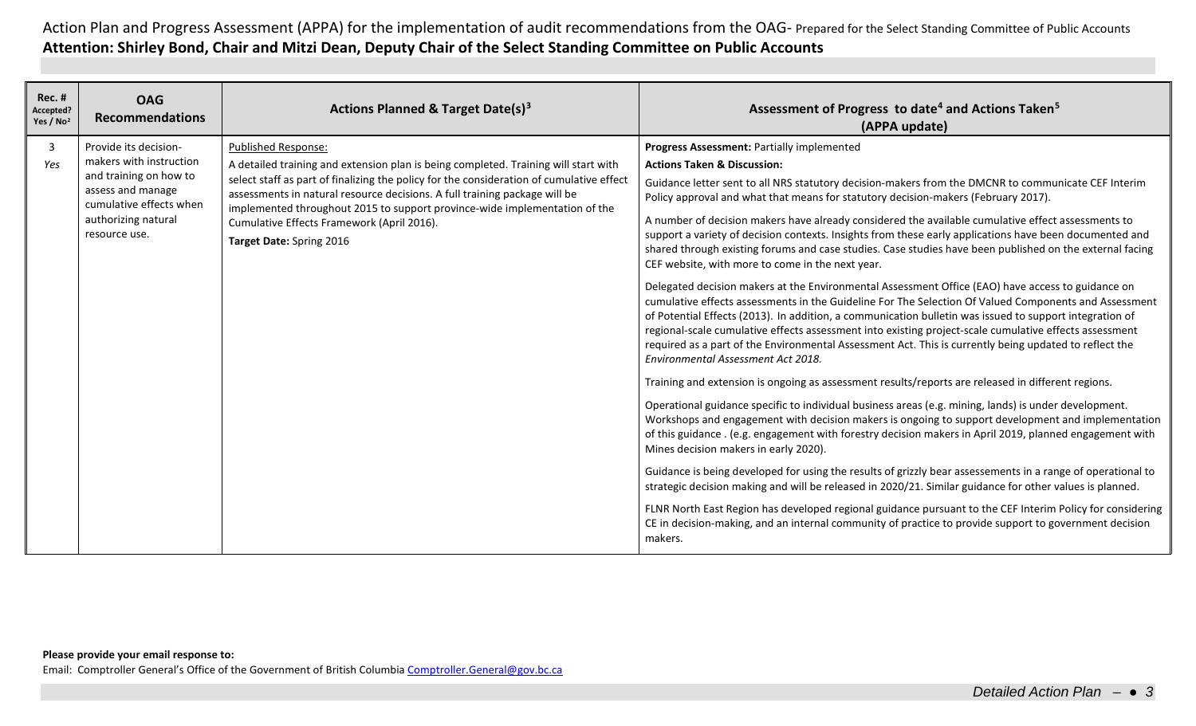Action Plan and Progress Assessment (APPA) for the implementation of audit recommendations from the OAG- Prepared for the Select Standing Committee of Public Accounts

**Attention: Shirley Bond, Chair and Mitzi Dean, Deputy Chair of the Select Standing Committee on Public Accounts**

| Rec. # Accepted? Yes / No[2] | OAG Recommendations | Actions Planned & Target Date(s)[3] | Assessment of Progress to date[4] and Actions Taken[5] (APPA update) |
|---|---|---|---|
| 3 *Yes* | Provide its decision-makers with instruction and training on how to assess and manage cumulative effects when authorizing natural resource use. | Published Response:<br>A detailed training and extension plan is being completed. Training will start with select staff as part of finalizing the policy for the consideration of cumulative effect assessments in natural resource decisions. A full training package will be implemented throughout 2015 to support province-wide implementation of the Cumulative Effects Framework (April 2016).<br>**Target Date:** Spring 2016 | **Progress Assessment:** Partially implemented<br>**Actions Taken & Discussion:**<br>Guidance letter sent to all NRS statutory decision-makers from the DMCNR to communicate CEF Interim Policy approval and what that means for statutory decision-makers (February 2017).<br>A number of decision makers have already considered the available cumulative effect assessments to support a variety of decision contexts. Insights from these early applications have been documented and shared through existing forums and case studies. Case studies have been published on the external facing CEF website, with more to come in the next year.<br>Delegated decision makers at the Environmental Assessment Office (EAO) have access to guidance on cumulative effects assessments in the Guideline For The Selection Of Valued Components and Assessment of Potential Effects (2013). In addition, a communication bulletin was issued to support integration of regional-scale cumulative effects assessment into existing project-scale cumulative effects assessment required as a part of the Environmental Assessment Act. This is currently being updated to reflect the *Environmental Assessment Act 2018.*<br>Training and extension is ongoing as assessment results/reports are released in different regions.<br>Operational guidance specific to individual business areas (e.g. mining, lands) is under development. Workshops and engagement with decision makers is ongoing to support development and implementation of this guidance . (e.g. engagement with forestry decision makers in April 2019, planned engagement with Mines decision makers in early 2020).<br>Guidance is being developed for using the results of grizzly bear assessements in a range of operational to strategic decision making and will be released in 2020/21. Similar guidance for other values is planned.<br>FLNR North East Region has developed regional guidance pursuant to the CEF Interim Policy for considering CE in decision-making, and an internal community of practice to provide support to government decision makers. |

**Please provide your email response to:**

Email: Comptroller General's Office of the Government of British Columbia Comptroller.General@gov.bc.ca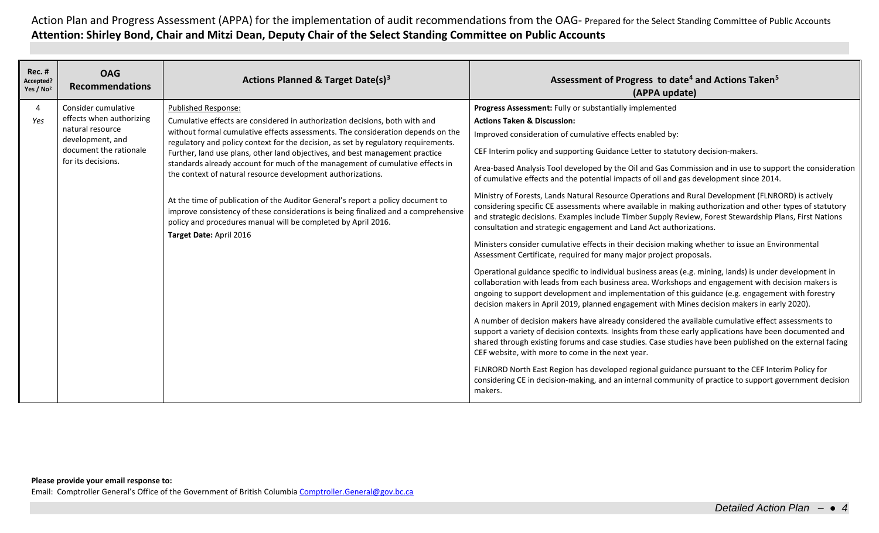Action Plan and Progress Assessment (APPA) for the implementation of audit recommendations from the OAG- Prepared for the Select Standing Committee of Public Accounts

**Attention: Shirley Bond, Chair and Mitzi Dean, Deputy Chair of the Select Standing Committee on Public Accounts**

| Rec. # Accepted? Yes / No[2] | OAG Recommendations | Actions Planned & Target Date(s)[3] | Assessment of Progress to date[4] and Actions Taken[5] (APPA update) |
|---|---|---|---|
| 4<br>*Yes* | Consider cumulative effects when authorizing natural resource development, and document the rationale for its decisions. | Published Response:<br>Cumulative effects are considered in authorization decisions, both with and without formal cumulative effects assessments. The consideration depends on the regulatory and policy context for the decision, as set by regulatory requirements. Further, land use plans, other land objectives, and best management practice standards already account for much of the management of cumulative effects in the context of natural resource development authorizations.<br><br>At the time of publication of the Auditor General's report a policy document to improve consistency of these considerations is being finalized and a comprehensive policy and procedures manual will be completed by April 2016.<br>**Target Date:** April 2016 | **Progress Assessment:** Fully or substantially implemented<br>**Actions Taken & Discussion:**<br>Improved consideration of cumulative effects enabled by:<br><br>CEF Interim policy and supporting Guidance Letter to statutory decision-makers.<br><br>Area-based Analysis Tool developed by the Oil and Gas Commission and in use to support the consideration of cumulative effects and the potential impacts of oil and gas development since 2014.<br><br>Ministry of Forests, Lands Natural Resource Operations and Rural Development (FLNRORD) is actively considering specific CE assessments where available in making authorization and other types of statutory and strategic decisions. Examples include Timber Supply Review, Forest Stewardship Plans, First Nations consultation and strategic engagement and Land Act authorizations.<br><br>Ministers consider cumulative effects in their decision making whether to issue an Environmental Assessment Certificate, required for many major project proposals.<br><br>Operational guidance specific to individual business areas (e.g. mining, lands) is under development in collaboration with leads from each business area. Workshops and engagement with decision makers is ongoing to support development and implementation of this guidance (e.g. engagement with forestry decision makers in April 2019, planned engagement with Mines decision makers in early 2020).<br><br>A number of decision makers have already considered the available cumulative effect assessments to support a variety of decision contexts. Insights from these early applications have been documented and shared through existing forums and case studies. Case studies have been published on the external facing CEF website, with more to come in the next year.<br><br>FLNRORD North East Region has developed regional guidance pursuant to the CEF Interim Policy for considering CE in decision-making, and an internal community of practice to support government decision makers. |

**Please provide your email response to:**
Email: Comptroller General's Office of the Government of British Columbia [Comptroller.General@gov.bc.ca](mailto:Comptroller.General@gov.bc.ca)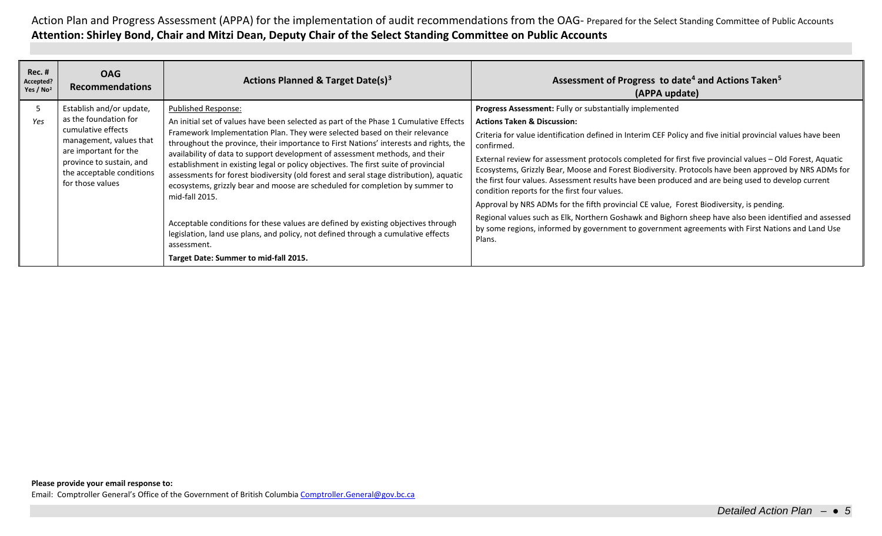Action Plan and Progress Assessment (APPA) for the implementation of audit recommendations from the OAG- Prepared for the Select Standing Committee of Public Accounts

**Attention: Shirley Bond, Chair and Mitzi Dean, Deputy Chair of the Select Standing Committee on Public Accounts**

| Rec. # Accepted? Yes / No[2] | OAG Recommendations | Actions Planned & Target Date(s)[3] | Assessment of Progress to date[4] and Actions Taken[5] (APPA update) |
|---|---|---|---|
| 5 *Yes* | Establish and/or update, as the foundation for cumulative effects management, values that are important for the province to sustain, and the acceptable conditions for those values | Published Response:<br>An initial set of values have been selected as part of the Phase 1 Cumulative Effects Framework Implementation Plan. They were selected based on their relevance throughout the province, their importance to First Nations' interests and rights, the availability of data to support development of assessment methods, and their establishment in existing legal or policy objectives. The first suite of provincial assessments for forest biodiversity (old forest and seral stage distribution), aquatic ecosystems, grizzly bear and moose are scheduled for completion by summer to mid-fall 2015.<br><br>Acceptable conditions for these values are defined by existing objectives through legislation, land use plans, and policy, not defined through a cumulative effects assessment.<br>**Target Date: Summer to mid-fall 2015.** | **Progress Assessment:** Fully or substantially implemented<br>**Actions Taken & Discussion:**<br>Criteria for value identification defined in Interim CEF Policy and five initial provincial values have been confirmed.<br>External review for assessment protocols completed for first five provincial values – Old Forest, Aquatic Ecosystems, Grizzly Bear, Moose and Forest Biodiversity. Protocols have been approved by NRS ADMs for the first four values. Assessment results have been produced and are being used to develop current condition reports for the first four values.<br>Approval by NRS ADMs for the fifth provincial CE value, Forest Biodiversity, is pending.<br>Regional values such as Elk, Northern Goshawk and Bighorn sheep have also been identified and assessed by some regions, informed by government to government agreements with First Nations and Land Use Plans. |

**Please provide your email response to:**

Email: Comptroller General's Office of the Government of British Columbia Comptroller.General@gov.bc.ca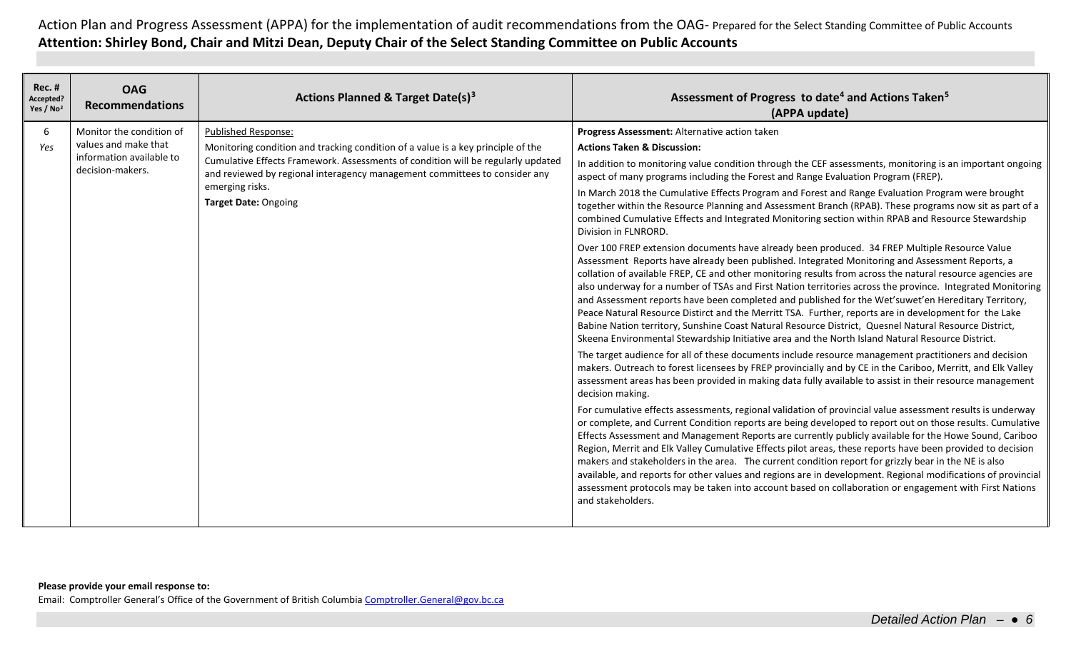Action Plan and Progress Assessment (APPA) for the implementation of audit recommendations from the OAG- Prepared for the Select Standing Committee of Public Accounts
**Attention: Shirley Bond, Chair and Mitzi Dean, Deputy Chair of the Select Standing Committee on Public Accounts**

| Rec. # Accepted? Yes / No[2] | OAG Recommendations | Actions Planned & Target Date(s)[3] | Assessment of Progress to date[4] and Actions Taken[5] (APPA update) |
|---|---|---|---|
| 6 *Yes* | Monitor the condition of values and make that information available to decision-makers. | Published Response:<br>Monitoring condition and tracking condition of a value is a key principle of the Cumulative Effects Framework. Assessments of condition will be regularly updated and reviewed by regional interagency management committees to consider any emerging risks.<br>**Target Date:** Ongoing | **Progress Assessment:** Alternative action taken<br>**Actions Taken & Discussion:**<br>In addition to monitoring value condition through the CEF assessments, monitoring is an important ongoing aspect of many programs including the Forest and Range Evaluation Program (FREP).<br>In March 2018 the Cumulative Effects Program and Forest and Range Evaluation Program were brought together within the Resource Planning and Assessment Branch (RPAB). These programs now sit as part of a combined Cumulative Effects and Integrated Monitoring section within RPAB and Resource Stewardship Division in FLNRORD.<br>Over 100 FREP extension documents have already been produced. 34 FREP Multiple Resource Value Assessment Reports have already been published. Integrated Monitoring and Assessment Reports, a collation of available FREP, CE and other monitoring results from across the natural resource agencies are also underway for a number of TSAs and First Nation territories across the province. Integrated Monitoring and Assessment reports have been completed and published for the Wet'suwet'en Hereditary Territory, Peace Natural Resource Distirct and the Merritt TSA. Further, reports are in development for the Lake Babine Nation territory, Sunshine Coast Natural Resource District, Quesnel Natural Resource District, Skeena Environmental Stewardship Initiative area and the North Island Natural Resource District.<br>The target audience for all of these documents include resource management practitioners and decision makers. Outreach to forest licensees by FREP provincially and by CE in the Cariboo, Merritt, and Elk Valley assessment areas has been provided in making data fully available to assist in their resource management decision making.<br>For cumulative effects assessments, regional validation of provincial value assessment results is underway or complete, and Current Condition reports are being developed to report out on those results. Cumulative Effects Assessment and Management Reports are currently publicly available for the Howe Sound, Cariboo Region, Merritt and Elk Valley Cumulative Effects pilot areas, these reports have been provided to decision makers and stakeholders in the area. The current condition report for grizzly bear in the NE is also available, and reports for other values and regions are in development. Regional modifications of provincial assessment protocols may be taken into account based on collaboration or engagement with First Nations and stakeholders. |

**Please provide your email response to:**
Email: Comptroller General's Office of the Government of British Columbia Comptroller.General@gov.bc.ca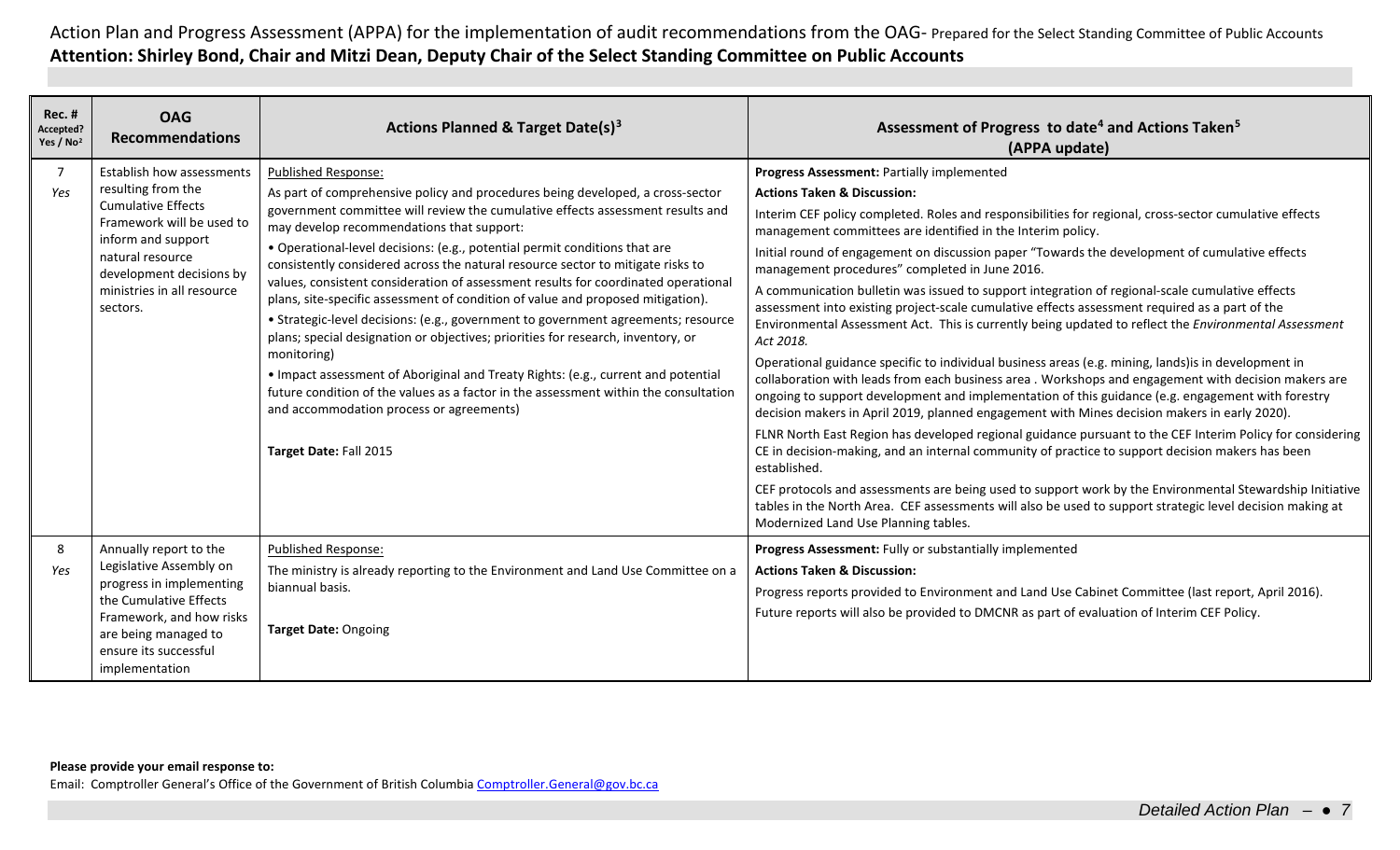Action Plan and Progress Assessment (APPA) for the implementation of audit recommendations from the OAG- Prepared for the Select Standing Committee of Public Accounts

**Attention: Shirley Bond, Chair and Mitzi Dean, Deputy Chair of the Select Standing Committee on Public Accounts**

| Rec. # Accepted? Yes / No[2] | OAG Recommendations | Actions Planned & Target Date(s)[3] | Assessment of Progress to date[4] and Actions Taken[5] (APPA update) |
|---|---|---|---|
| 7 *Yes* | Establish how assessments resulting from the Cumulative Effects Framework will be used to inform and support natural resource development decisions by ministries in all resource sectors. | Published Response:<br>As part of comprehensive policy and procedures being developed, a cross-sector government committee will review the cumulative effects assessment results and may develop recommendations that support:<br>• Operational-level decisions: (e.g., potential permit conditions that are consistently considered across the natural resource sector to mitigate risks to values, consistent consideration of assessment results for coordinated operational plans, site-specific assessment of condition of value and proposed mitigation).<br>• Strategic-level decisions: (e.g., government to government agreements; resource plans; special designation or objectives; priorities for research, inventory, or monitoring)<br>• Impact assessment of Aboriginal and Treaty Rights: (e.g., current and potential future condition of the values as a factor in the assessment within the consultation and accommodation process or agreements)<br><br>**Target Date:** Fall 2015 | **Progress Assessment:** Partially implemented<br>**Actions Taken & Discussion:**<br>Interim CEF policy completed. Roles and responsibilities for regional, cross-sector cumulative effects management committees are identified in the Interim policy.<br>Initial round of engagement on discussion paper "Towards the development of cumulative effects management procedures" completed in June 2016.<br>A communication bulletin was issued to support integration of regional-scale cumulative effects assessment into existing project-scale cumulative effects assessment required as a part of the Environmental Assessment Act. This is currently being updated to reflect the *Environmental Assessment Act 2018.*<br>Operational guidance specific to individual business areas (e.g. mining, lands)is in development in collaboration with leads from each business area . Workshops and engagement with decision makers are ongoing to support development and implementation of this guidance (e.g. engagement with forestry decision makers in April 2019, planned engagement with Mines decision makers in early 2020).<br>FLNR North East Region has developed regional guidance pursuant to the CEF Interim Policy for considering CE in decision-making, and an internal community of practice to support decision makers has been established.<br>CEF protocols and assessments are being used to support work by the Environmental Stewardship Initiative tables in the North Area. CEF assessments will also be used to support strategic level decision making at Modernized Land Use Planning tables. |
| 8 *Yes* | Annually report to the Legislative Assembly on progress in implementing the Cumulative Effects Framework, and how risks are being managed to ensure its successful implementation | Published Response:<br>The ministry is already reporting to the Environment and Land Use Committee on a biannual basis.<br><br>**Target Date:** Ongoing | **Progress Assessment:** Fully or substantially implemented<br>**Actions Taken & Discussion:**<br>Progress reports provided to Environment and Land Use Cabinet Committee (last report, April 2016).<br>Future reports will also be provided to DMCNR as part of evaluation of Interim CEF Policy. |

**Please provide your email response to:**

Email: Comptroller General's Office of the Government of British Columbia Comptroller.General@gov.bc.ca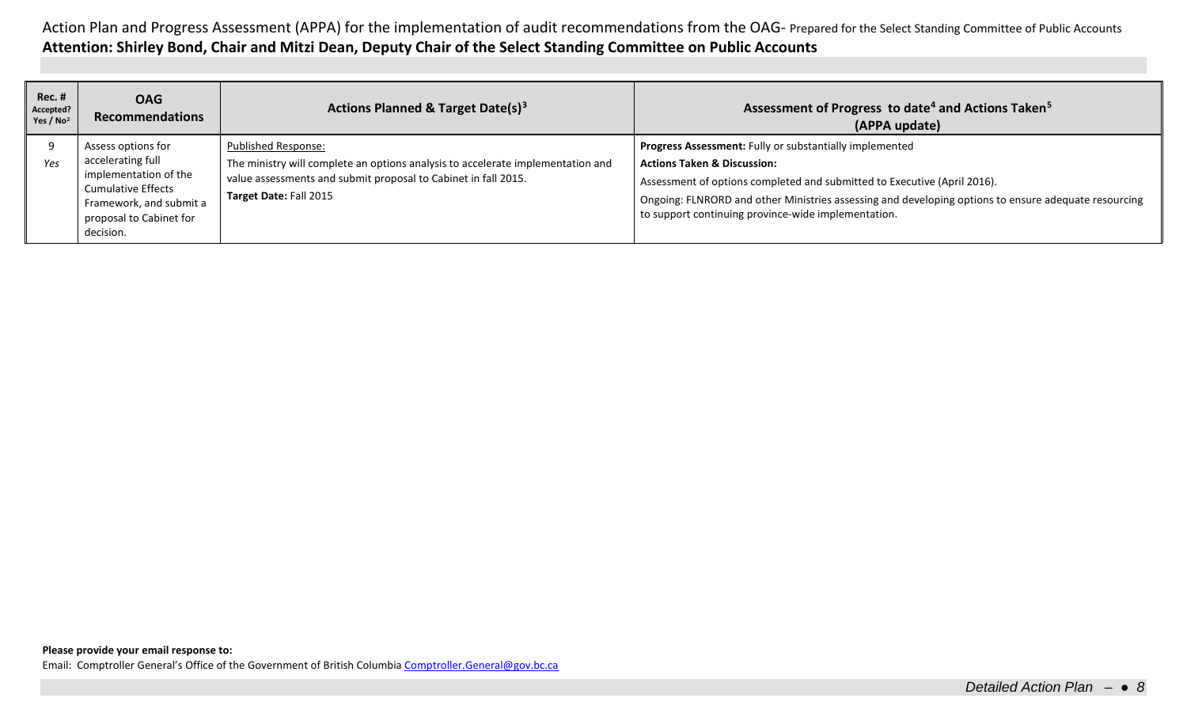Action Plan and Progress Assessment (APPA) for the implementation of audit recommendations from the OAG- Prepared for the Select Standing Committee of Public Accounts

**Attention: Shirley Bond, Chair and Mitzi Dean, Deputy Chair of the Select Standing Committee on Public Accounts**

| **Rec. #** **Accepted? Yes / No[2]** | **OAG Recommendations** | **Actions Planned & Target Date(s)[3]** | **Assessment of Progress to date[4] and Actions Taken[5] (APPA update)** |
|---|---|---|---|
| 9 *Yes* | Assess options for accelerating full implementation of the Cumulative Effects Framework, and submit a proposal to Cabinet for decision. | Published Response: The ministry will complete an options analysis to accelerate implementation and value assessments and submit proposal to Cabinet in fall 2015. **Target Date:** Fall 2015 | **Progress Assessment:** Fully or substantially implemented **Actions Taken & Discussion:** Assessment of options completed and submitted to Executive (April 2016). Ongoing: FLNRORD and other Ministries assessing and developing options to ensure adequate resourcing to support continuing province-wide implementation. |

**Please provide your email response to:**

Email: Comptroller General's Office of the Government of British Columbia Comptroller.General@gov.bc.ca